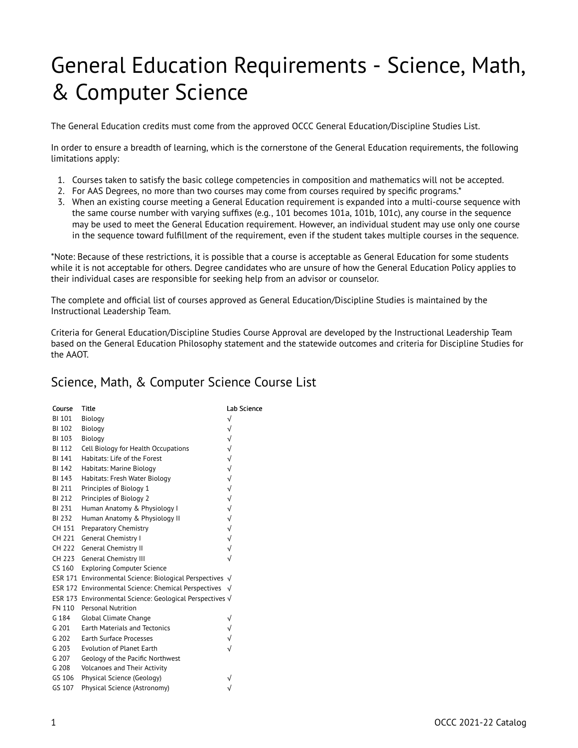# General Education Requirements - Science, Math, & Computer Science

The General Education credits must come from the approved OCCC General Education/Discipline Studies List.

In order to ensure a breadth of learning, which is the cornerstone of the General Education requirements, the following limitations apply:

1. Courses taken to satisfy the basic college competencies in composition and mathematics will not be accepted.
2. For AAS Degrees, no more than two courses may come from courses required by specific programs.*
3. When an existing course meeting a General Education requirement is expanded into a multi-course sequence with the same course number with varying suffixes (e.g., 101 becomes 101a, 101b, 101c), any course in the sequence may be used to meet the General Education requirement. However, an individual student may use only one course in the sequence toward fulfillment of the requirement, even if the student takes multiple courses in the sequence.

*Note: Because of these restrictions, it is possible that a course is acceptable as General Education for some students while it is not acceptable for others. Degree candidates who are unsure of how the General Education Policy applies to their individual cases are responsible for seeking help from an advisor or counselor.

The complete and official list of courses approved as General Education/Discipline Studies is maintained by the Instructional Leadership Team.

Criteria for General Education/Discipline Studies Course Approval are developed by the Instructional Leadership Team based on the General Education Philosophy statement and the statewide outcomes and criteria for Discipline Studies for the AAOT.

## Science, Math, & Computer Science Course List

| Course | Title | Lab Science |
|---|---|---|
| BI 101 | Biology | √ |
| BI 102 | Biology | √ |
| BI 103 | Biology | √ |
| BI 112 | Cell Biology for Health Occupations | √ |
| BI 141 | Habitats: Life of the Forest | √ |
| BI 142 | Habitats: Marine Biology | √ |
| BI 143 | Habitats: Fresh Water Biology | √ |
| BI 211 | Principles of Biology 1 | √ |
| BI 212 | Principles of Biology 2 | √ |
| BI 231 | Human Anatomy & Physiology I | √ |
| BI 232 | Human Anatomy & Physiology II | √ |
| CH 151 | Preparatory Chemistry | √ |
| CH 221 | General Chemistry I | √ |
| CH 222 | General Chemistry II | √ |
| CH 223 | General Chemistry III | √ |
| CS 160 | Exploring Computer Science | |
| ESR 171 | Environmental Science: Biological Perspectives | √ |
| ESR 172 | Environmental Science: Chemical Perspectives | √ |
| ESR 173 | Environmental Science: Geological Perspectives | √ |
| FN 110 | Personal Nutrition | |
| G 184 | Global Climate Change | √ |
| G 201 | Earth Materials and Tectonics | √ |
| G 202 | Earth Surface Processes | √ |
| G 203 | Evolution of Planet Earth | √ |
| G 207 | Geology of the Pacific Northwest | |
| G 208 | Volcanoes and Their Activity | |
| GS 106 | Physical Science (Geology) | √ |
| GS 107 | Physical Science (Astronomy) | √ |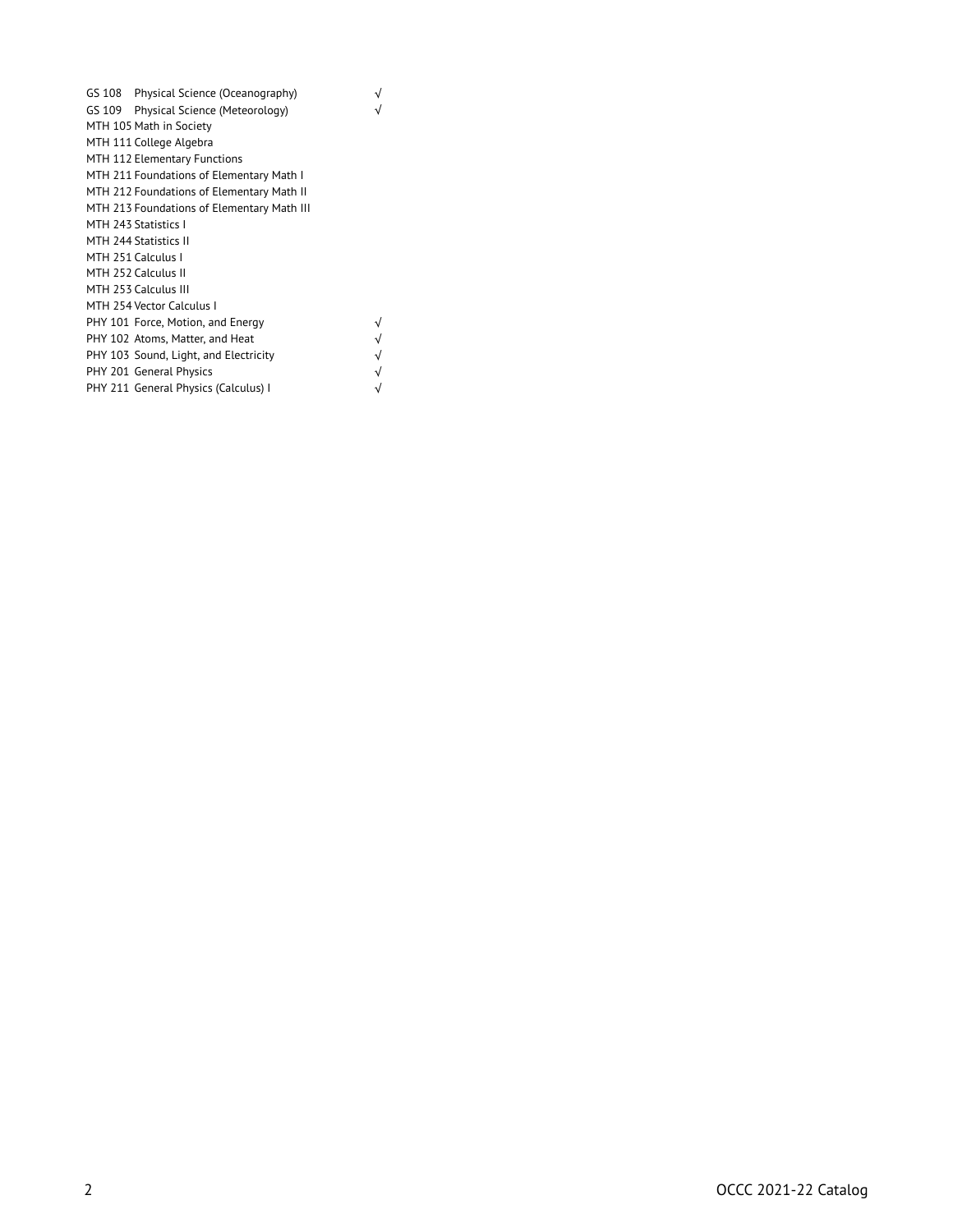| | | |
|---|---|---|
| GS 108 | Physical Science (Oceanography) | √ |
| GS 109 | Physical Science (Meteorology) | √ |
| MTH 105 | Math in Society | |
| MTH 111 | College Algebra | |
| MTH 112 | Elementary Functions | |
| MTH 211 | Foundations of Elementary Math I | |
| MTH 212 | Foundations of Elementary Math II | |
| MTH 213 | Foundations of Elementary Math III | |
| MTH 243 | Statistics I | |
| MTH 244 | Statistics II | |
| MTH 251 | Calculus I | |
| MTH 252 | Calculus II | |
| MTH 253 | Calculus III | |
| MTH 254 | Vector Calculus I | |
| PHY 101 | Force, Motion, and Energy | √ |
| PHY 102 | Atoms, Matter, and Heat | √ |
| PHY 103 | Sound, Light, and Electricity | √ |
| PHY 201 | General Physics | √ |
| PHY 211 | General Physics (Calculus) I | √ |